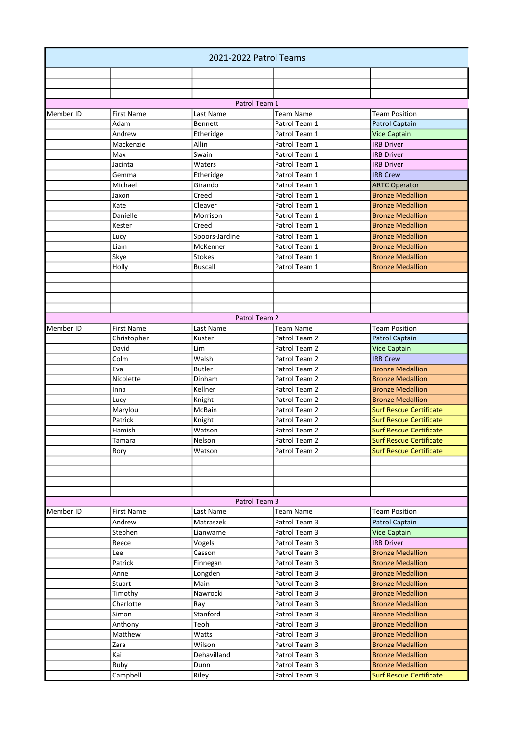# 2021-2022 Patrol Teams

## Patrol Team 1

| Member ID | First Name | Last Name | Team Name | Team Position |
|---|---|---|---|---|
| | Adam | Bennett | Patrol Team 1 | Patrol Captain |
| | Andrew | Etheridge | Patrol Team 1 | Vice Captain |
| | Mackenzie | Allin | Patrol Team 1 | IRB Driver |
| | Max | Swain | Patrol Team 1 | IRB Driver |
| | Jacinta | Waters | Patrol Team 1 | IRB Driver |
| | Gemma | Etheridge | Patrol Team 1 | IRB Crew |
| | Michael | Girando | Patrol Team 1 | ARTC Operator |
| | Jaxon | Creed | Patrol Team 1 | Bronze Medallion |
| | Kate | Cleaver | Patrol Team 1 | Bronze Medallion |
| | Danielle | Morrison | Patrol Team 1 | Bronze Medallion |
| | Kester | Creed | Patrol Team 1 | Bronze Medallion |
| | Lucy | Spoors-Jardine | Patrol Team 1 | Bronze Medallion |
| | Liam | McKenner | Patrol Team 1 | Bronze Medallion |
| | Skye | Stokes | Patrol Team 1 | Bronze Medallion |
| | Holly | Buscall | Patrol Team 1 | Bronze Medallion |

## Patrol Team 2

| Member ID | First Name | Last Name | Team Name | Team Position |
|---|---|---|---|---|
| | Christopher | Kuster | Patrol Team 2 | Patrol Captain |
| | David | Lim | Patrol Team 2 | Vice Captain |
| | Colm | Walsh | Patrol Team 2 | IRB Crew |
| | Eva | Butler | Patrol Team 2 | Bronze Medallion |
| | Nicolette | Dinham | Patrol Team 2 | Bronze Medallion |
| | Inna | Kellner | Patrol Team 2 | Bronze Medallion |
| | Lucy | Knight | Patrol Team 2 | Bronze Medallion |
| | Marylou | McBain | Patrol Team 2 | Surf Rescue Certificate |
| | Patrick | Knight | Patrol Team 2 | Surf Rescue Certificate |
| | Hamish | Watson | Patrol Team 2 | Surf Rescue Certificate |
| | Tamara | Nelson | Patrol Team 2 | Surf Rescue Certificate |
| | Rory | Watson | Patrol Team 2 | Surf Rescue Certificate |

## Patrol Team 3

| Member ID | First Name | Last Name | Team Name | Team Position |
|---|---|---|---|---|
| | Andrew | Matraszek | Patrol Team 3 | Patrol Captain |
| | Stephen | Lianwarne | Patrol Team 3 | Vice Captain |
| | Reece | Vogels | Patrol Team 3 | IRB Driver |
| | Lee | Casson | Patrol Team 3 | Bronze Medallion |
| | Patrick | Finnegan | Patrol Team 3 | Bronze Medallion |
| | Anne | Longden | Patrol Team 3 | Bronze Medallion |
| | Stuart | Main | Patrol Team 3 | Bronze Medallion |
| | Timothy | Nawrocki | Patrol Team 3 | Bronze Medallion |
| | Charlotte | Ray | Patrol Team 3 | Bronze Medallion |
| | Simon | Stanford | Patrol Team 3 | Bronze Medallion |
| | Anthony | Teoh | Patrol Team 3 | Bronze Medallion |
| | Matthew | Watts | Patrol Team 3 | Bronze Medallion |
| | Zara | Wilson | Patrol Team 3 | Bronze Medallion |
| | Kai | Dehavilland | Patrol Team 3 | Bronze Medallion |
| | Ruby | Dunn | Patrol Team 3 | Bronze Medallion |
| | Campbell | Riley | Patrol Team 3 | Surf Rescue Certificate |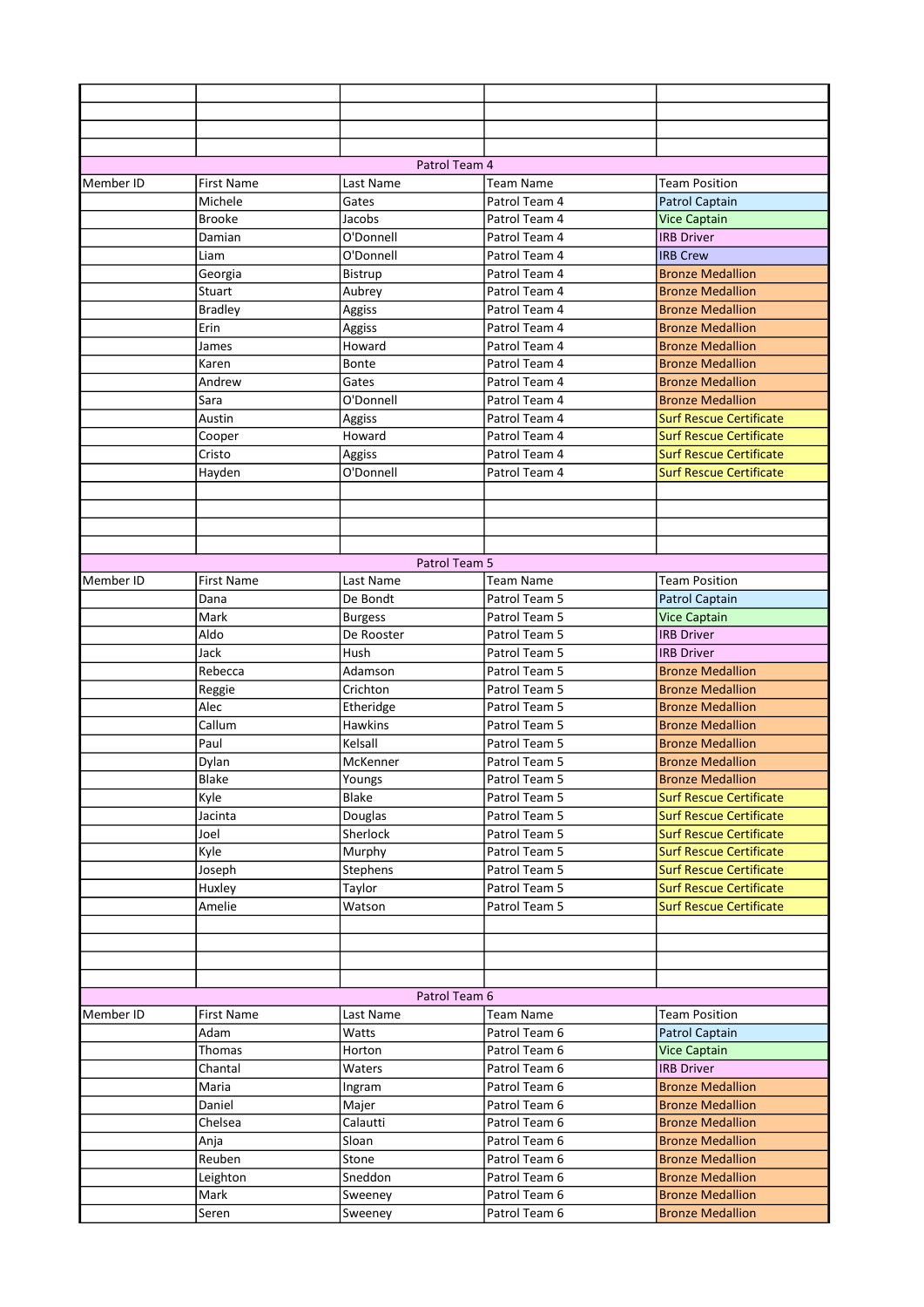| | | | | |
|---|---|---|---|---|
| | | | | |
| | | | | |
| | | | | |
| | | | | |
| Patrol Team 4 | | | | |
| Member ID | First Name | Last Name | Team Name | Team Position |
| | Michele | Gates | Patrol Team 4 | Patrol Captain |
| | Brooke | Jacobs | Patrol Team 4 | Vice Captain |
| | Damian | O'Donnell | Patrol Team 4 | IRB Driver |
| | Liam | O'Donnell | Patrol Team 4 | IRB Crew |
| | Georgia | Bistrup | Patrol Team 4 | Bronze Medallion |
| | Stuart | Aubrey | Patrol Team 4 | Bronze Medallion |
| | Bradley | Aggiss | Patrol Team 4 | Bronze Medallion |
| | Erin | Aggiss | Patrol Team 4 | Bronze Medallion |
| | James | Howard | Patrol Team 4 | Bronze Medallion |
| | Karen | Bonte | Patrol Team 4 | Bronze Medallion |
| | Andrew | Gates | Patrol Team 4 | Bronze Medallion |
| | Sara | O'Donnell | Patrol Team 4 | Bronze Medallion |
| | Austin | Aggiss | Patrol Team 4 | Surf Rescue Certificate |
| | Cooper | Howard | Patrol Team 4 | Surf Rescue Certificate |
| | Cristo | Aggiss | Patrol Team 4 | Surf Rescue Certificate |
| | Hayden | O'Donnell | Patrol Team 4 | Surf Rescue Certificate |
| | | | | |
| | | | | |
| | | | | |
| | | | | |
| Patrol Team 5 | | | | |
| Member ID | First Name | Last Name | Team Name | Team Position |
| | Dana | De Bondt | Patrol Team 5 | Patrol Captain |
| | Mark | Burgess | Patrol Team 5 | Vice Captain |
| | Aldo | De Rooster | Patrol Team 5 | IRB Driver |
| | Jack | Hush | Patrol Team 5 | IRB Driver |
| | Rebecca | Adamson | Patrol Team 5 | Bronze Medallion |
| | Reggie | Crichton | Patrol Team 5 | Bronze Medallion |
| | Alec | Etheridge | Patrol Team 5 | Bronze Medallion |
| | Callum | Hawkins | Patrol Team 5 | Bronze Medallion |
| | Paul | Kelsall | Patrol Team 5 | Bronze Medallion |
| | Dylan | McKenner | Patrol Team 5 | Bronze Medallion |
| | Blake | Youngs | Patrol Team 5 | Bronze Medallion |
| | Kyle | Blake | Patrol Team 5 | Surf Rescue Certificate |
| | Jacinta | Douglas | Patrol Team 5 | Surf Rescue Certificate |
| | Joel | Sherlock | Patrol Team 5 | Surf Rescue Certificate |
| | Kyle | Murphy | Patrol Team 5 | Surf Rescue Certificate |
| | Joseph | Stephens | Patrol Team 5 | Surf Rescue Certificate |
| | Huxley | Taylor | Patrol Team 5 | Surf Rescue Certificate |
| | Amelie | Watson | Patrol Team 5 | Surf Rescue Certificate |
| | | | | |
| | | | | |
| | | | | |
| | | | | |
| Patrol Team 6 | | | | |
| Member ID | First Name | Last Name | Team Name | Team Position |
| | Adam | Watts | Patrol Team 6 | Patrol Captain |
| | Thomas | Horton | Patrol Team 6 | Vice Captain |
| | Chantal | Waters | Patrol Team 6 | IRB Driver |
| | Maria | Ingram | Patrol Team 6 | Bronze Medallion |
| | Daniel | Majer | Patrol Team 6 | Bronze Medallion |
| | Chelsea | Calautti | Patrol Team 6 | Bronze Medallion |
| | Anja | Sloan | Patrol Team 6 | Bronze Medallion |
| | Reuben | Stone | Patrol Team 6 | Bronze Medallion |
| | Leighton | Sneddon | Patrol Team 6 | Bronze Medallion |
| | Mark | Sweeney | Patrol Team 6 | Bronze Medallion |
| | Seren | Sweeney | Patrol Team 6 | Bronze Medallion |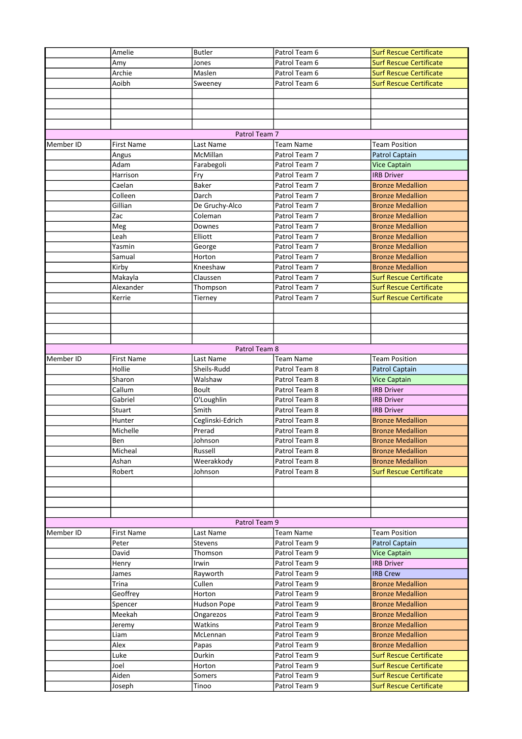| | Amelie | Butler | Patrol Team 6 | Surf Rescue Certificate |
|---|---|---|---|---|
| | Amy | Jones | Patrol Team 6 | Surf Rescue Certificate |
| | Archie | Maslen | Patrol Team 6 | Surf Rescue Certificate |
| | Aoibh | Sweeney | Patrol Team 6 | Surf Rescue Certificate |
| | | | | |
| | | | | |
| | | | | |
| | | | | |

| Patrol Team 7 | | | | |
|---|---|---|---|---|
| Member ID | First Name | Last Name | Team Name | Team Position |
| | Angus | McMillan | Patrol Team 7 | Patrol Captain |
| | Adam | Farabegoli | Patrol Team 7 | Vice Captain |
| | Harrison | Fry | Patrol Team 7 | IRB Driver |
| | Caelan | Baker | Patrol Team 7 | Bronze Medallion |
| | Colleen | Darch | Patrol Team 7 | Bronze Medallion |
| | Gillian | De Gruchy-Alco | Patrol Team 7 | Bronze Medallion |
| | Zac | Coleman | Patrol Team 7 | Bronze Medallion |
| | Meg | Downes | Patrol Team 7 | Bronze Medallion |
| | Leah | Elliott | Patrol Team 7 | Bronze Medallion |
| | Yasmin | George | Patrol Team 7 | Bronze Medallion |
| | Samual | Horton | Patrol Team 7 | Bronze Medallion |
| | Kirby | Kneeshaw | Patrol Team 7 | Bronze Medallion |
| | Makayla | Claussen | Patrol Team 7 | Surf Rescue Certificate |
| | Alexander | Thompson | Patrol Team 7 | Surf Rescue Certificate |
| | Kerrie | Tierney | Patrol Team 7 | Surf Rescue Certificate |
| | | | | |
| | | | | |
| | | | | |
| | | | | |

| Patrol Team 8 | | | | |
|---|---|---|---|---|
| Member ID | First Name | Last Name | Team Name | Team Position |
| | Hollie | Sheils-Rudd | Patrol Team 8 | Patrol Captain |
| | Sharon | Walshaw | Patrol Team 8 | Vice Captain |
| | Callum | Boult | Patrol Team 8 | IRB Driver |
| | Gabriel | O'Loughlin | Patrol Team 8 | IRB Driver |
| | Stuart | Smith | Patrol Team 8 | IRB Driver |
| | Hunter | Ceglinski-Edrich | Patrol Team 8 | Bronze Medallion |
| | Michelle | Prerad | Patrol Team 8 | Bronze Medallion |
| | Ben | Johnson | Patrol Team 8 | Bronze Medallion |
| | Micheal | Russell | Patrol Team 8 | Bronze Medallion |
| | Ashan | Weerakkody | Patrol Team 8 | Bronze Medallion |
| | Robert | Johnson | Patrol Team 8 | Surf Rescue Certificate |
| | | | | |
| | | | | |
| | | | | |
| | | | | |

| Patrol Team 9 | | | | |
|---|---|---|---|---|
| Member ID | First Name | Last Name | Team Name | Team Position |
| | Peter | Stevens | Patrol Team 9 | Patrol Captain |
| | David | Thomson | Patrol Team 9 | Vice Captain |
| | Henry | Irwin | Patrol Team 9 | IRB Driver |
| | James | Rayworth | Patrol Team 9 | IRB Crew |
| | Trina | Cullen | Patrol Team 9 | Bronze Medallion |
| | Geoffrey | Horton | Patrol Team 9 | Bronze Medallion |
| | Spencer | Hudson Pope | Patrol Team 9 | Bronze Medallion |
| | Meekah | Ongarezos | Patrol Team 9 | Bronze Medallion |
| | Jeremy | Watkins | Patrol Team 9 | Bronze Medallion |
| | Liam | McLennan | Patrol Team 9 | Bronze Medallion |
| | Alex | Papas | Patrol Team 9 | Bronze Medallion |
| | Luke | Durkin | Patrol Team 9 | Surf Rescue Certificate |
| | Joel | Horton | Patrol Team 9 | Surf Rescue Certificate |
| | Aiden | Somers | Patrol Team 9 | Surf Rescue Certificate |
| | Joseph | Tinoo | Patrol Team 9 | Surf Rescue Certificate |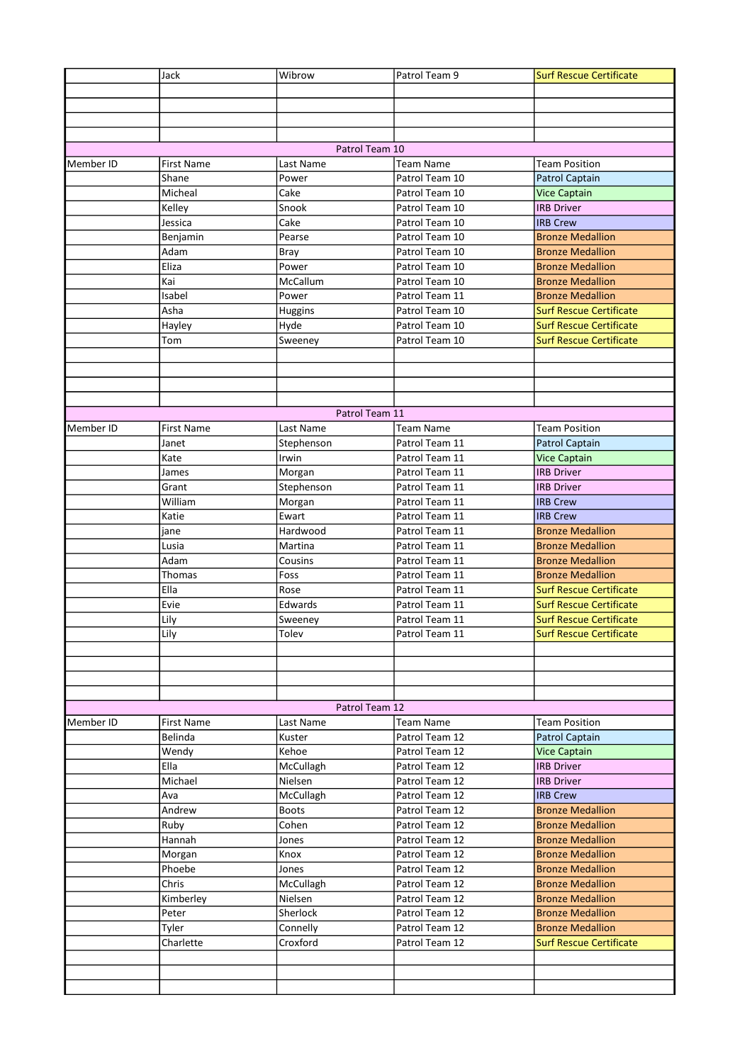| | Jack | Wibrow | Patrol Team 9 | Surf Rescue Certificate |
|---|---|---|---|---|
| | | | | |
| | | | | |
| | | | | |
| | | | | |

| Patrol Team 10 | | | | |
|---|---|---|---|---|
| Member ID | First Name | Last Name | Team Name | Team Position |
| | Shane | Power | Patrol Team 10 | Patrol Captain |
| | Micheal | Cake | Patrol Team 10 | Vice Captain |
| | Kelley | Snook | Patrol Team 10 | IRB Driver |
| | Jessica | Cake | Patrol Team 10 | IRB Crew |
| | Benjamin | Pearse | Patrol Team 10 | Bronze Medallion |
| | Adam | Bray | Patrol Team 10 | Bronze Medallion |
| | Eliza | Power | Patrol Team 10 | Bronze Medallion |
| | Kai | McCallum | Patrol Team 10 | Bronze Medallion |
| | Isabel | Power | Patrol Team 11 | Bronze Medallion |
| | Asha | Huggins | Patrol Team 10 | Surf Rescue Certificate |
| | Hayley | Hyde | Patrol Team 10 | Surf Rescue Certificate |
| | Tom | Sweeney | Patrol Team 10 | Surf Rescue Certificate |
| | | | | |
| | | | | |
| | | | | |
| | | | | |

| Patrol Team 11 | | | | |
|---|---|---|---|---|
| Member ID | First Name | Last Name | Team Name | Team Position |
| | Janet | Stephenson | Patrol Team 11 | Patrol Captain |
| | Kate | Irwin | Patrol Team 11 | Vice Captain |
| | James | Morgan | Patrol Team 11 | IRB Driver |
| | Grant | Stephenson | Patrol Team 11 | IRB Driver |
| | William | Morgan | Patrol Team 11 | IRB Crew |
| | Katie | Ewart | Patrol Team 11 | IRB Crew |
| | jane | Hardwood | Patrol Team 11 | Bronze Medallion |
| | Lusia | Martina | Patrol Team 11 | Bronze Medallion |
| | Adam | Cousins | Patrol Team 11 | Bronze Medallion |
| | Thomas | Foss | Patrol Team 11 | Bronze Medallion |
| | Ella | Rose | Patrol Team 11 | Surf Rescue Certificate |
| | Evie | Edwards | Patrol Team 11 | Surf Rescue Certificate |
| | Lily | Sweeney | Patrol Team 11 | Surf Rescue Certificate |
| | Lily | Tolev | Patrol Team 11 | Surf Rescue Certificate |
| | | | | |
| | | | | |
| | | | | |
| | | | | |

| Patrol Team 12 | | | | |
|---|---|---|---|---|
| Member ID | First Name | Last Name | Team Name | Team Position |
| | Belinda | Kuster | Patrol Team 12 | Patrol Captain |
| | Wendy | Kehoe | Patrol Team 12 | Vice Captain |
| | Ella | McCullagh | Patrol Team 12 | IRB Driver |
| | Michael | Nielsen | Patrol Team 12 | IRB Driver |
| | Ava | McCullagh | Patrol Team 12 | IRB Crew |
| | Andrew | Boots | Patrol Team 12 | Bronze Medallion |
| | Ruby | Cohen | Patrol Team 12 | Bronze Medallion |
| | Hannah | Jones | Patrol Team 12 | Bronze Medallion |
| | Morgan | Knox | Patrol Team 12 | Bronze Medallion |
| | Phoebe | Jones | Patrol Team 12 | Bronze Medallion |
| | Chris | McCullagh | Patrol Team 12 | Bronze Medallion |
| | Kimberley | Nielsen | Patrol Team 12 | Bronze Medallion |
| | Peter | Sherlock | Patrol Team 12 | Bronze Medallion |
| | Tyler | Connelly | Patrol Team 12 | Bronze Medallion |
| | Charlette | Croxford | Patrol Team 12 | Surf Rescue Certificate |
| | | | | |
| | | | | |
| | | | | |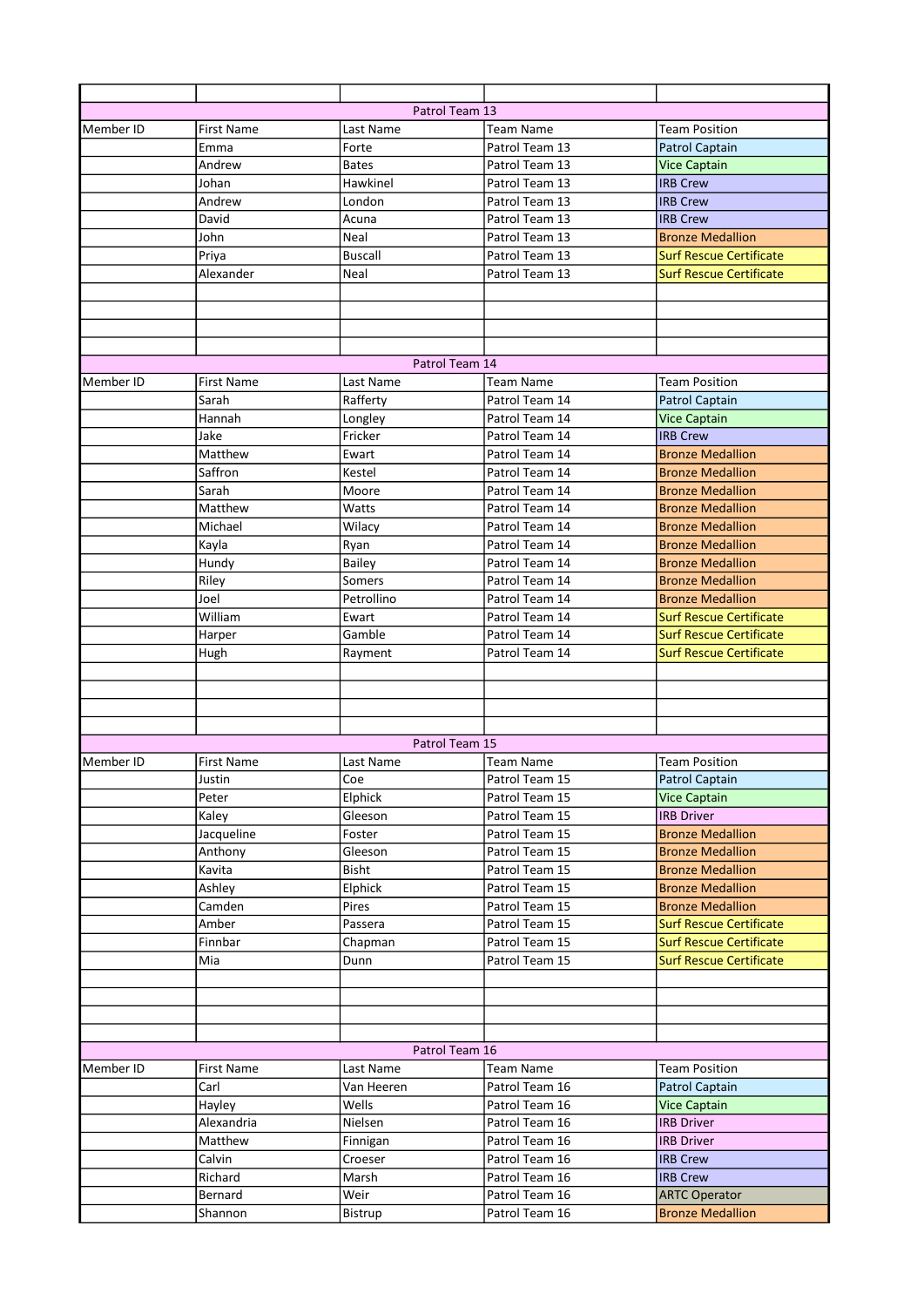| | | | | |
|---|---|---|---|---|
| Patrol Team 13 | | | | |
| Member ID | First Name | Last Name | Team Name | Team Position |
| | Emma | Forte | Patrol Team 13 | Patrol Captain |
| | Andrew | Bates | Patrol Team 13 | Vice Captain |
| | Johan | Hawkinel | Patrol Team 13 | IRB Crew |
| | Andrew | London | Patrol Team 13 | IRB Crew |
| | David | Acuna | Patrol Team 13 | IRB Crew |
| | John | Neal | Patrol Team 13 | Bronze Medallion |
| | Priya | Buscall | Patrol Team 13 | Surf Rescue Certificate |
| | Alexander | Neal | Patrol Team 13 | Surf Rescue Certificate |
| | | | | |
| | | | | |
| | | | | |
| | | | | |
| Patrol Team 14 | | | | |
| Member ID | First Name | Last Name | Team Name | Team Position |
| | Sarah | Rafferty | Patrol Team 14 | Patrol Captain |
| | Hannah | Longley | Patrol Team 14 | Vice Captain |
| | Jake | Fricker | Patrol Team 14 | IRB Crew |
| | Matthew | Ewart | Patrol Team 14 | Bronze Medallion |
| | Saffron | Kestel | Patrol Team 14 | Bronze Medallion |
| | Sarah | Moore | Patrol Team 14 | Bronze Medallion |
| | Matthew | Watts | Patrol Team 14 | Bronze Medallion |
| | Michael | Wilacy | Patrol Team 14 | Bronze Medallion |
| | Kayla | Ryan | Patrol Team 14 | Bronze Medallion |
| | Hundy | Bailey | Patrol Team 14 | Bronze Medallion |
| | Riley | Somers | Patrol Team 14 | Bronze Medallion |
| | Joel | Petrollino | Patrol Team 14 | Bronze Medallion |
| | William | Ewart | Patrol Team 14 | Surf Rescue Certificate |
| | Harper | Gamble | Patrol Team 14 | Surf Rescue Certificate |
| | Hugh | Rayment | Patrol Team 14 | Surf Rescue Certificate |
| | | | | |
| | | | | |
| | | | | |
| | | | | |
| Patrol Team 15 | | | | |
| Member ID | First Name | Last Name | Team Name | Team Position |
| | Justin | Coe | Patrol Team 15 | Patrol Captain |
| | Peter | Elphick | Patrol Team 15 | Vice Captain |
| | Kaley | Gleeson | Patrol Team 15 | IRB Driver |
| | Jacqueline | Foster | Patrol Team 15 | Bronze Medallion |
| | Anthony | Gleeson | Patrol Team 15 | Bronze Medallion |
| | Kavita | Bisht | Patrol Team 15 | Bronze Medallion |
| | Ashley | Elphick | Patrol Team 15 | Bronze Medallion |
| | Camden | Pires | Patrol Team 15 | Bronze Medallion |
| | Amber | Passera | Patrol Team 15 | Surf Rescue Certificate |
| | Finnbar | Chapman | Patrol Team 15 | Surf Rescue Certificate |
| | Mia | Dunn | Patrol Team 15 | Surf Rescue Certificate |
| | | | | |
| | | | | |
| | | | | |
| | | | | |
| Patrol Team 16 | | | | |
| Member ID | First Name | Last Name | Team Name | Team Position |
| | Carl | Van Heeren | Patrol Team 16 | Patrol Captain |
| | Hayley | Wells | Patrol Team 16 | Vice Captain |
| | Alexandria | Nielsen | Patrol Team 16 | IRB Driver |
| | Matthew | Finnigan | Patrol Team 16 | IRB Driver |
| | Calvin | Croeser | Patrol Team 16 | IRB Crew |
| | Richard | Marsh | Patrol Team 16 | IRB Crew |
| | Bernard | Weir | Patrol Team 16 | ARTC Operator |
| | Shannon | Bistrup | Patrol Team 16 | Bronze Medallion |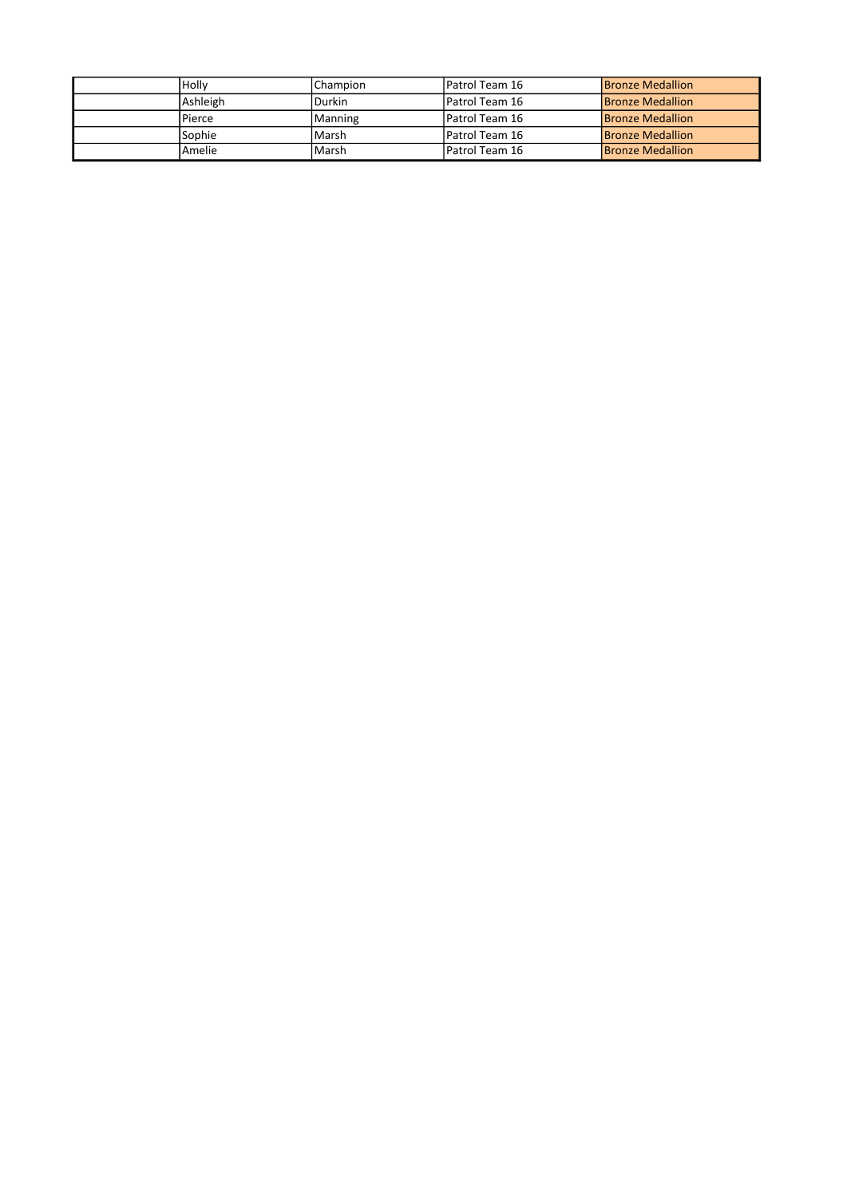| | | | | |
|---|---|---|---|---|
| | Holly | Champion | Patrol Team 16 | Bronze Medallion |
| | Ashleigh | Durkin | Patrol Team 16 | Bronze Medallion |
| | Pierce | Manning | Patrol Team 16 | Bronze Medallion |
| | Sophie | Marsh | Patrol Team 16 | Bronze Medallion |
| | Amelie | Marsh | Patrol Team 16 | Bronze Medallion |